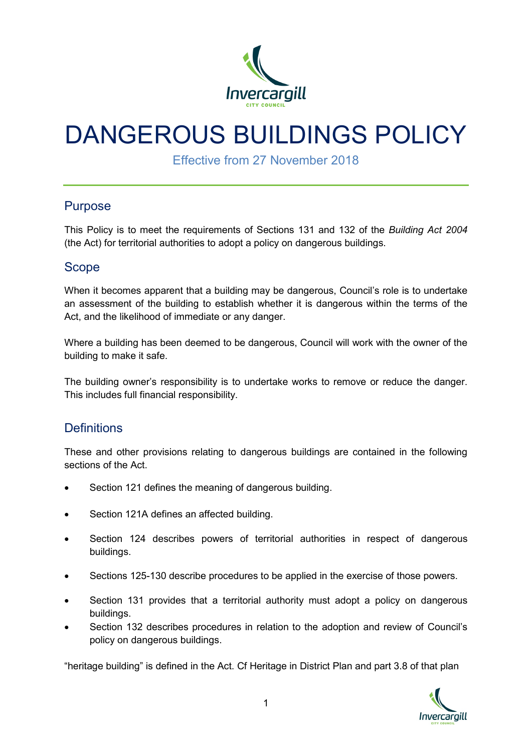# DANGEROUS BUILDINGS POLICY

Effective from 27 November 2018

## Purpose

This Policy is to meet the requirements of Sections 131 and 132 of the *Building Act 2004* (the Act) for territorial authorities to adopt a policy on dangerous buildings.

## Scope

When it becomes apparent that a building may be dangerous, Council's role is to undertake an assessment of the building to establish whether it is dangerous within the terms of the Act, and the likelihood of immediate or any danger.

Where a building has been deemed to be dangerous, Council will work with the owner of the building to make it safe.

The building owner's responsibility is to undertake works to remove or reduce the danger. This includes full financial responsibility.

## Definitions

These and other provisions relating to dangerous buildings are contained in the following sections of the Act.

- Section 121 defines the meaning of dangerous building.
- Section 121A defines an affected building.
- Section 124 describes powers of territorial authorities in respect of dangerous buildings.
- Sections 125-130 describe procedures to be applied in the exercise of those powers.
- Section 131 provides that a territorial authority must adopt a policy on dangerous buildings.
- Section 132 describes procedures in relation to the adoption and review of Council's policy on dangerous buildings.

"heritage building" is defined in the Act. Cf Heritage in District Plan and part 3.8 of that plan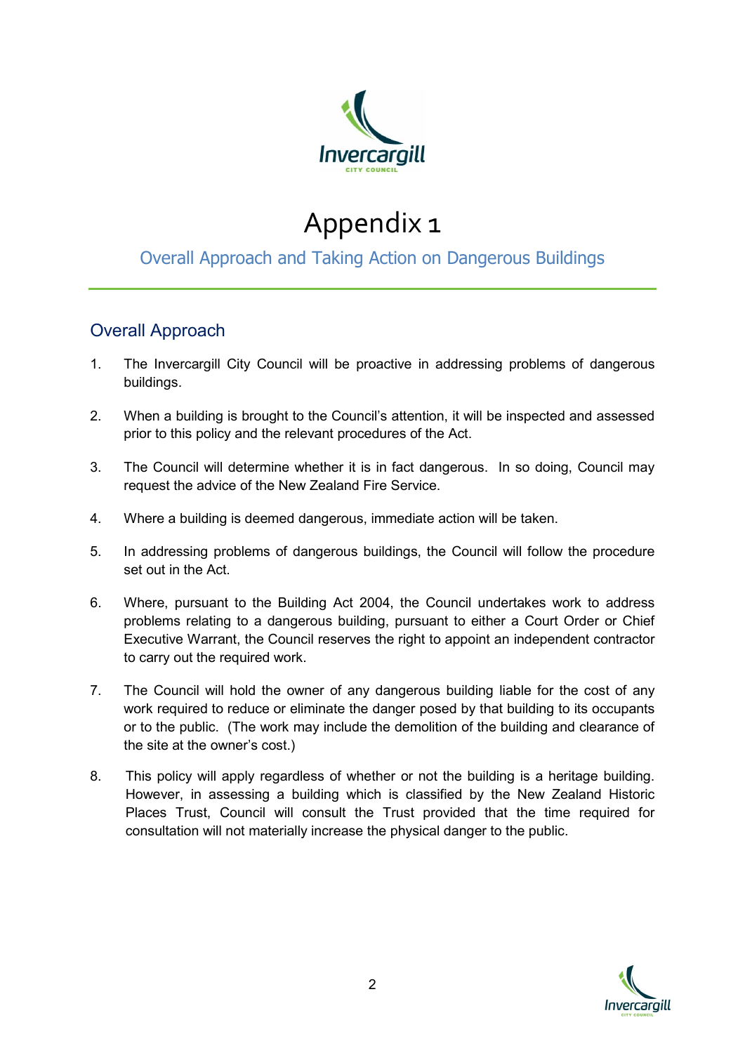# Appendix 1

## Overall Approach and Taking Action on Dangerous Buildings

## Overall Approach

1. The Invercargill City Council will be proactive in addressing problems of dangerous buildings.

2. When a building is brought to the Council's attention, it will be inspected and assessed prior to this policy and the relevant procedures of the Act.

3. The Council will determine whether it is in fact dangerous. In so doing, Council may request the advice of the New Zealand Fire Service.

4. Where a building is deemed dangerous, immediate action will be taken.

5. In addressing problems of dangerous buildings, the Council will follow the procedure set out in the Act.

6. Where, pursuant to the Building Act 2004, the Council undertakes work to address problems relating to a dangerous building, pursuant to either a Court Order or Chief Executive Warrant, the Council reserves the right to appoint an independent contractor to carry out the required work.

7. The Council will hold the owner of any dangerous building liable for the cost of any work required to reduce or eliminate the danger posed by that building to its occupants or to the public. (The work may include the demolition of the building and clearance of the site at the owner's cost.)

8. This policy will apply regardless of whether or not the building is a heritage building. However, in assessing a building which is classified by the New Zealand Historic Places Trust, Council will consult the Trust provided that the time required for consultation will not materially increase the physical danger to the public.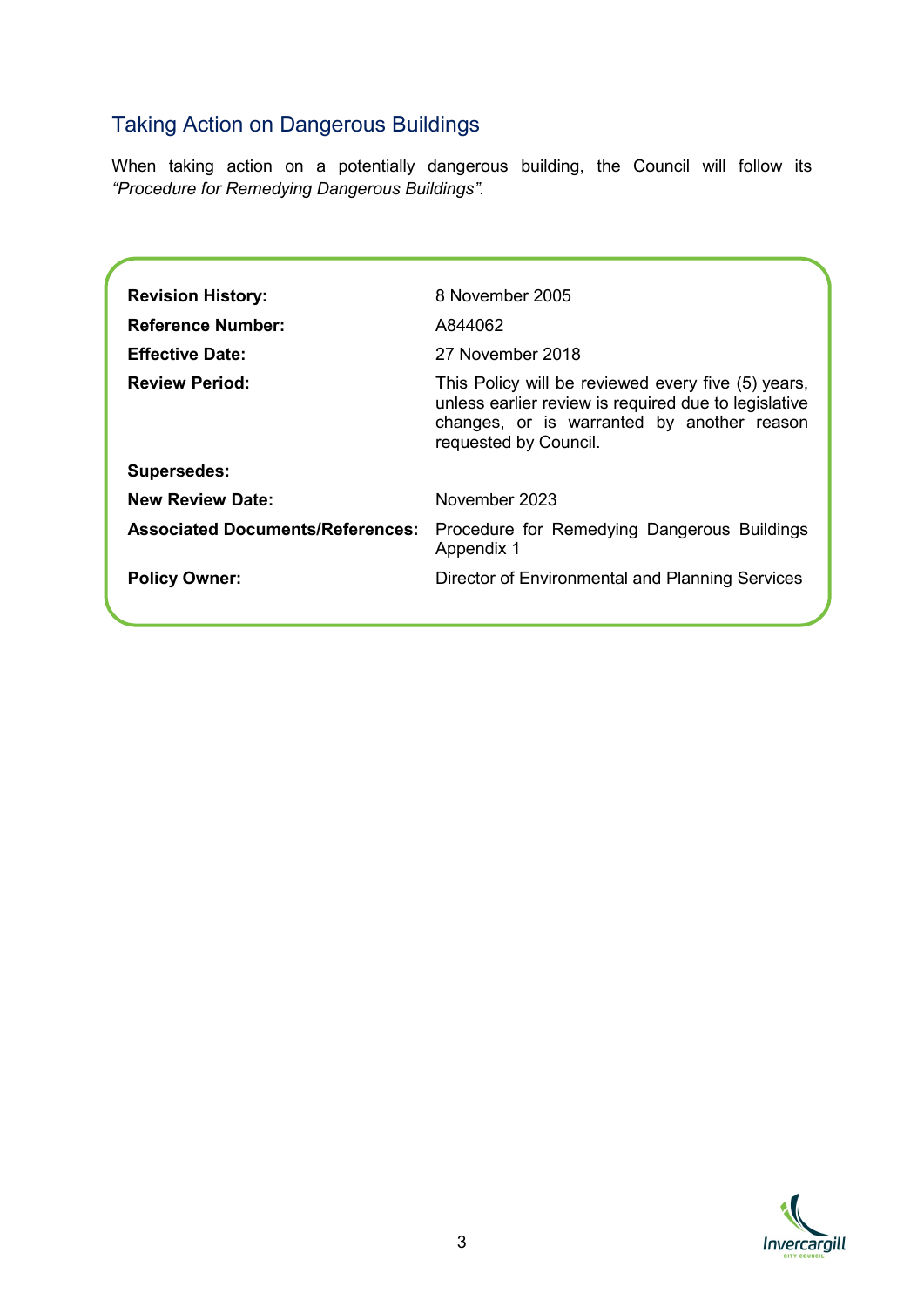## Taking Action on Dangerous Buildings

When taking action on a potentially dangerous building, the Council will follow its *"Procedure for Remedying Dangerous Buildings"*.

| | |
|---|---|
| **Revision History:** | 8 November 2005 |
| **Reference Number:** | A844062 |
| **Effective Date:** | 27 November 2018 |
| **Review Period:** | This Policy will be reviewed every five (5) years, unless earlier review is required due to legislative changes, or is warranted by another reason requested by Council. |
| **Supersedes:** | |
| **New Review Date:** | November 2023 |
| **Associated Documents/References:** | Procedure for Remedying Dangerous Buildings Appendix 1 |
| **Policy Owner:** | Director of Environmental and Planning Services |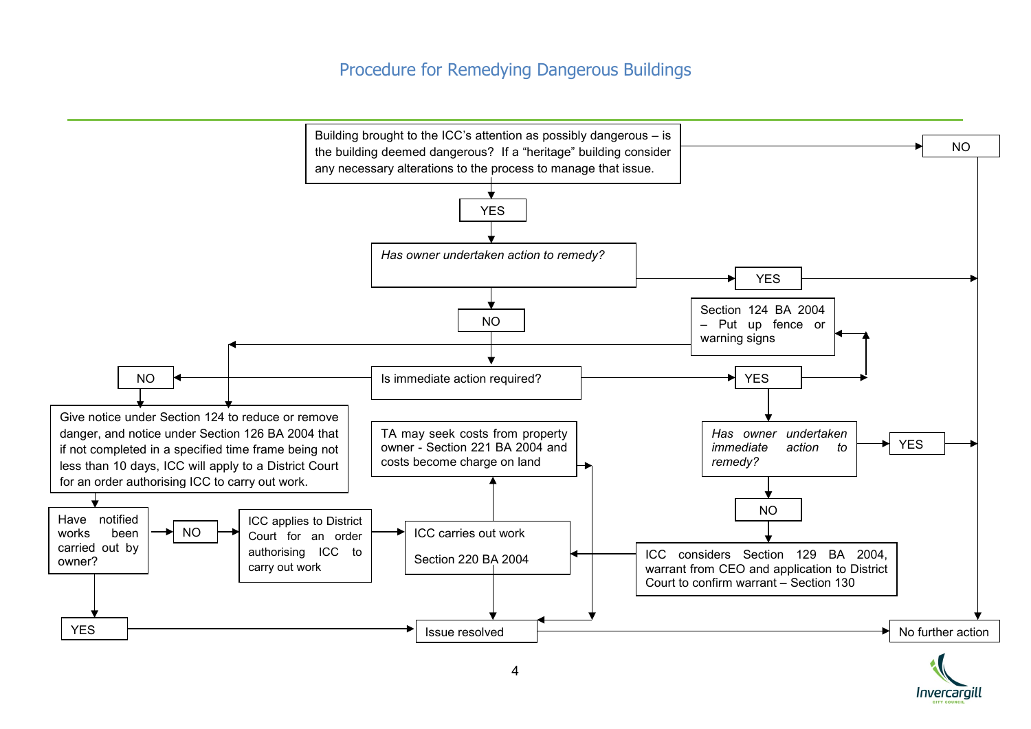# Procedure for Remedying Dangerous Buildings

Building brought to the ICC's attention as possibly dangerous – is the building deemed dangerous? If a "heritage" building consider any necessary alterations to the process to manage that issue.

NO

YES

*Has owner undertaken action to remedy?*

YES

NO

Section 124 BA 2004 – Put up fence or warning signs

NO

Is immediate action required?

YES

Give notice under Section 124 to reduce or remove danger, and notice under Section 126 BA 2004 that if not completed in a specified time frame being not less than 10 days, ICC will apply to a District Court for an order authorising ICC to carry out work.

TA may seek costs from property owner - Section 221 BA 2004 and costs become charge on land

*Has owner undertaken immediate action to remedy?*

YES

NO

Have notified works been carried out by owner?

NO

ICC applies to District Court for an order authorising ICC to carry out work

ICC carries out work

Section 220 BA 2004

ICC considers Section 129 BA 2004, warrant from CEO and application to District Court to confirm warrant – Section 130

YES

Issue resolved

No further action